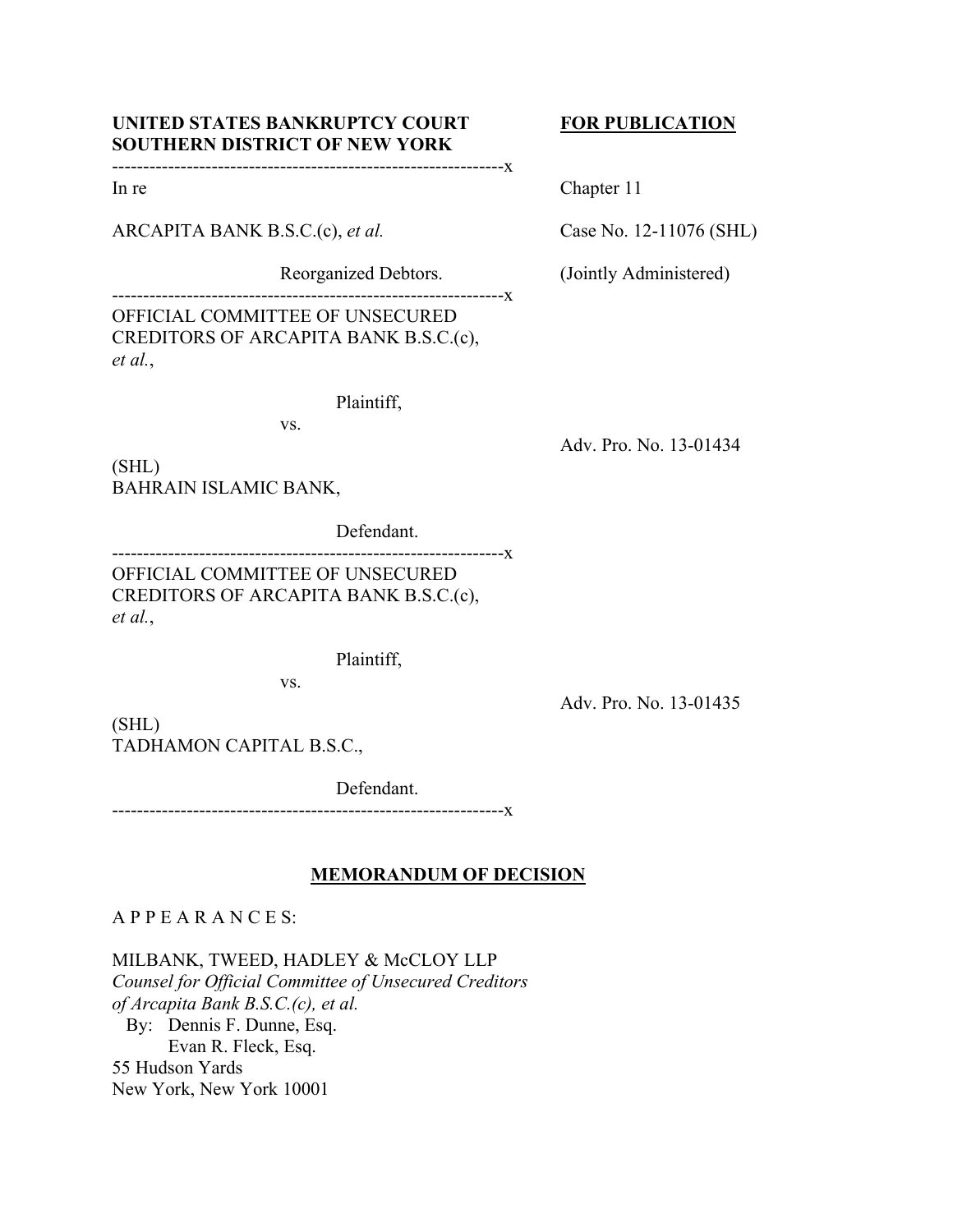**UNITED STATES BANKRUPTCY COURT**
**SOUTHERN DISTRICT OF NEW YORK**

**FOR PUBLICATION**

---------------------------------------------------------------x

In re

ARCAPITA BANK B.S.C.(c), *et al.*

Reorganized Debtors.

Chapter 11

Case No. 12-11076 (SHL)

(Jointly Administered)

---------------------------------------------------------------x

OFFICIAL COMMITTEE OF UNSECURED CREDITORS OF ARCAPITA BANK B.S.C.(c), *et al.*,

Plaintiff,

vs.

BAHRAIN ISLAMIC BANK,

Defendant.

Adv. Pro. No. 13-01434 (SHL)

---------------------------------------------------------------x

OFFICIAL COMMITTEE OF UNSECURED CREDITORS OF ARCAPITA BANK B.S.C.(c), *et al.*,

Plaintiff,

vs.

TADHAMON CAPITAL B.S.C.,

Defendant.

Adv. Pro. No. 13-01435 (SHL)

---------------------------------------------------------------x

**MEMORANDUM OF DECISION**

A P P E A R A N C E S:

MILBANK, TWEED, HADLEY & McCLOY LLP
*Counsel for Official Committee of Unsecured Creditors of Arcapita Bank B.S.C.(c), et al.*
By: Dennis F. Dunne, Esq.
Evan R. Fleck, Esq.
55 Hudson Yards
New York, New York 10001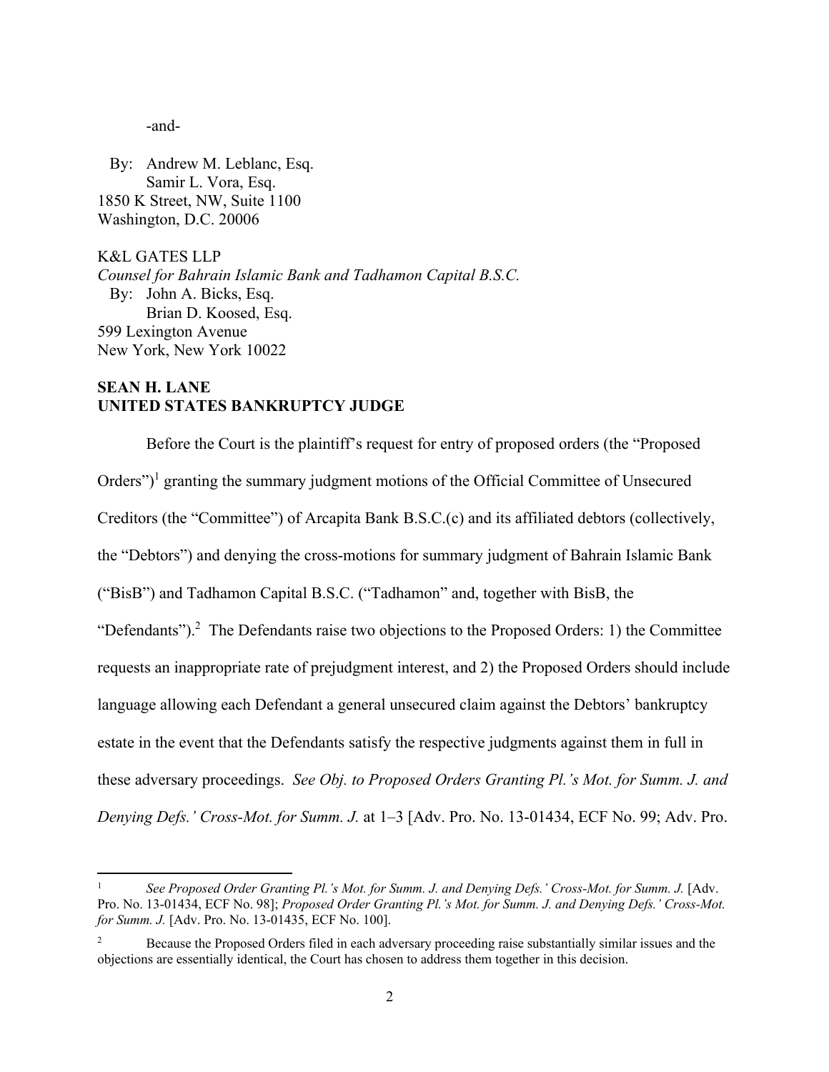-and-

By: Andrew M. Leblanc, Esq.
Samir L. Vora, Esq.
1850 K Street, NW, Suite 1100
Washington, D.C. 20006

K&L GATES LLP
*Counsel for Bahrain Islamic Bank and Tadhamon Capital B.S.C.*
By: John A. Bicks, Esq.
Brian D. Koosed, Esq.
599 Lexington Avenue
New York, New York 10022

**SEAN H. LANE**
**UNITED STATES BANKRUPTCY JUDGE**

Before the Court is the plaintiff's request for entry of proposed orders (the "Proposed Orders")[1] granting the summary judgment motions of the Official Committee of Unsecured Creditors (the "Committee") of Arcapita Bank B.S.C.(c) and its affiliated debtors (collectively, the "Debtors") and denying the cross-motions for summary judgment of Bahrain Islamic Bank ("BisB") and Tadhamon Capital B.S.C. ("Tadhamon" and, together with BisB, the "Defendants").[2] The Defendants raise two objections to the Proposed Orders: 1) the Committee requests an inappropriate rate of prejudgment interest, and 2) the Proposed Orders should include language allowing each Defendant a general unsecured claim against the Debtors' bankruptcy estate in the event that the Defendants satisfy the respective judgments against them in full in these adversary proceedings. *See Obj. to Proposed Orders Granting Pl.'s Mot. for Summ. J. and Denying Defs.' Cross-Mot. for Summ. J.* at 1–3 [Adv. Pro. No. 13-01434, ECF No. 99; Adv. Pro.

---

[1] *See Proposed Order Granting Pl.'s Mot. for Summ. J. and Denying Defs.' Cross-Mot. for Summ. J.* [Adv. Pro. No. 13-01434, ECF No. 98]; *Proposed Order Granting Pl.'s Mot. for Summ. J. and Denying Defs.' Cross-Mot. for Summ. J.* [Adv. Pro. No. 13-01435, ECF No. 100].

[2] Because the Proposed Orders filed in each adversary proceeding raise substantially similar issues and the objections are essentially identical, the Court has chosen to address them together in this decision.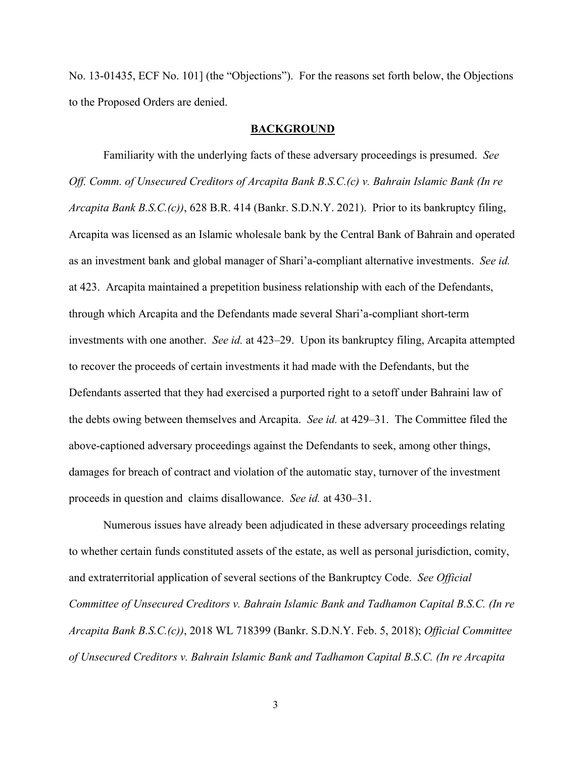No. 13-01435, ECF No. 101] (the "Objections"). For the reasons set forth below, the Objections to the Proposed Orders are denied.

## **BACKGROUND**

Familiarity with the underlying facts of these adversary proceedings is presumed. *See Off. Comm. of Unsecured Creditors of Arcapita Bank B.S.C.(c) v. Bahrain Islamic Bank (In re Arcapita Bank B.S.C.(c))*, 628 B.R. 414 (Bankr. S.D.N.Y. 2021). Prior to its bankruptcy filing, Arcapita was licensed as an Islamic wholesale bank by the Central Bank of Bahrain and operated as an investment bank and global manager of Shari'a-compliant alternative investments. *See id.* at 423. Arcapita maintained a prepetition business relationship with each of the Defendants, through which Arcapita and the Defendants made several Shari'a-compliant short-term investments with one another. *See id.* at 423–29. Upon its bankruptcy filing, Arcapita attempted to recover the proceeds of certain investments it had made with the Defendants, but the Defendants asserted that they had exercised a purported right to a setoff under Bahraini law of the debts owing between themselves and Arcapita. *See id.* at 429–31. The Committee filed the above-captioned adversary proceedings against the Defendants to seek, among other things, damages for breach of contract and violation of the automatic stay, turnover of the investment proceeds in question and claims disallowance. *See id.* at 430–31.

Numerous issues have already been adjudicated in these adversary proceedings relating to whether certain funds constituted assets of the estate, as well as personal jurisdiction, comity, and extraterritorial application of several sections of the Bankruptcy Code. *See Official Committee of Unsecured Creditors v. Bahrain Islamic Bank and Tadhamon Capital B.S.C. (In re Arcapita Bank B.S.C.(c))*, 2018 WL 718399 (Bankr. S.D.N.Y. Feb. 5, 2018); *Official Committee of Unsecured Creditors v. Bahrain Islamic Bank and Tadhamon Capital B.S.C. (In re Arcapita*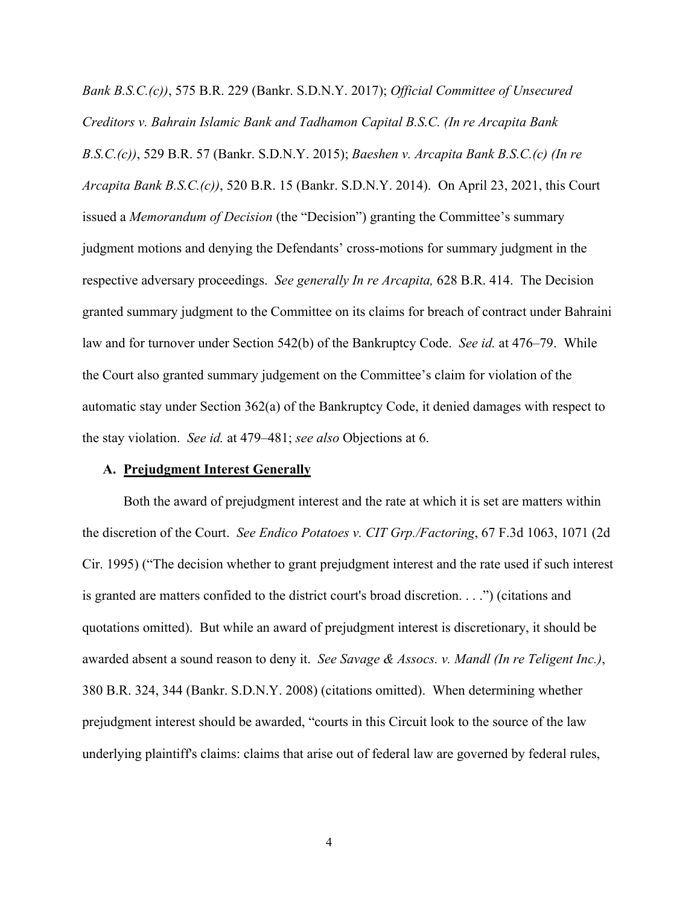*Bank B.S.C.(c))*, 575 B.R. 229 (Bankr. S.D.N.Y. 2017); *Official Committee of Unsecured Creditors v. Bahrain Islamic Bank and Tadhamon Capital B.S.C. (In re Arcapita Bank B.S.C.(c))*, 529 B.R. 57 (Bankr. S.D.N.Y. 2015); *Baeshen v. Arcapita Bank B.S.C.(c) (In re Arcapita Bank B.S.C.(c))*, 520 B.R. 15 (Bankr. S.D.N.Y. 2014). On April 23, 2021, this Court issued a *Memorandum of Decision* (the "Decision") granting the Committee's summary judgment motions and denying the Defendants' cross-motions for summary judgment in the respective adversary proceedings. *See generally In re Arcapita,* 628 B.R. 414. The Decision granted summary judgment to the Committee on its claims for breach of contract under Bahraini law and for turnover under Section 542(b) of the Bankruptcy Code. *See id.* at 476–79. While the Court also granted summary judgement on the Committee's claim for violation of the automatic stay under Section 362(a) of the Bankruptcy Code, it denied damages with respect to the stay violation. *See id.* at 479–481; *see also* Objections at 6.

### A. <u>Prejudgment Interest Generally</u>

Both the award of prejudgment interest and the rate at which it is set are matters within the discretion of the Court. *See Endico Potatoes v. CIT Grp./Factoring*, 67 F.3d 1063, 1071 (2d Cir. 1995) ("The decision whether to grant prejudgment interest and the rate used if such interest is granted are matters confided to the district court's broad discretion. . . .") (citations and quotations omitted). But while an award of prejudgment interest is discretionary, it should be awarded absent a sound reason to deny it. *See Savage & Assocs. v. Mandl (In re Teligent Inc.)*, 380 B.R. 324, 344 (Bankr. S.D.N.Y. 2008) (citations omitted). When determining whether prejudgment interest should be awarded, "courts in this Circuit look to the source of the law underlying plaintiff's claims: claims that arise out of federal law are governed by federal rules,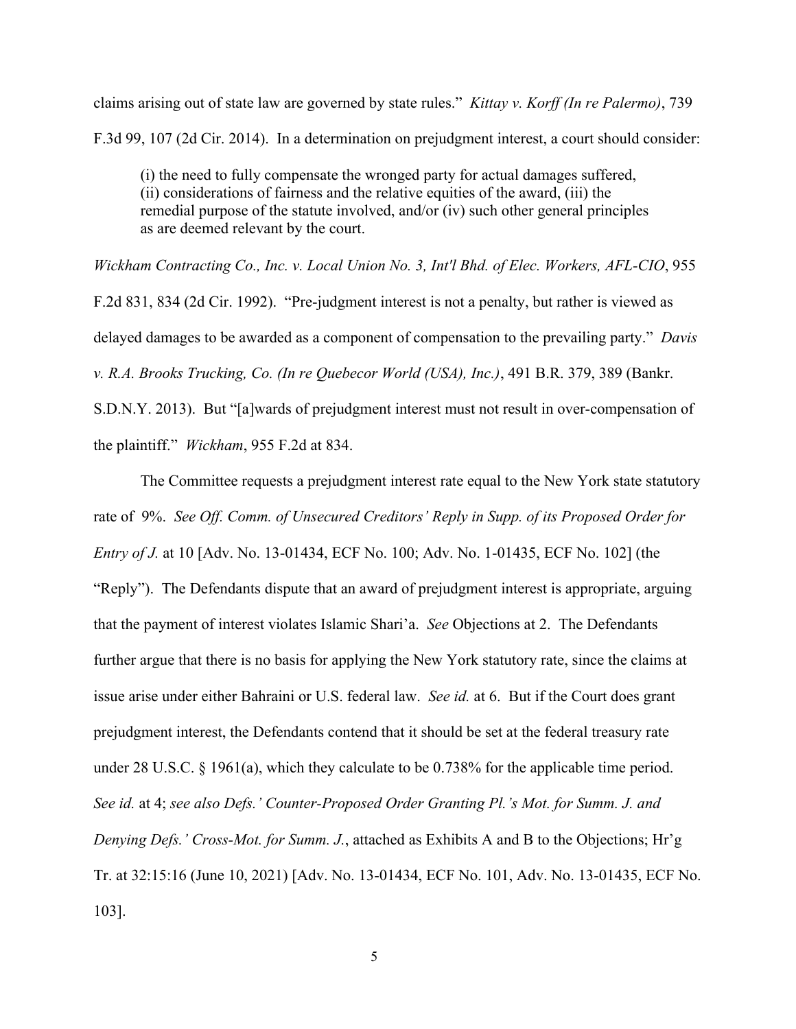claims arising out of state law are governed by state rules." *Kittay v. Korff (In re Palermo)*, 739 F.3d 99, 107 (2d Cir. 2014). In a determination on prejudgment interest, a court should consider:

> (i) the need to fully compensate the wronged party for actual damages suffered, (ii) considerations of fairness and the relative equities of the award, (iii) the remedial purpose of the statute involved, and/or (iv) such other general principles as are deemed relevant by the court.

*Wickham Contracting Co., Inc. v. Local Union No. 3, Int'l Bhd. of Elec. Workers, AFL-CIO*, 955 F.2d 831, 834 (2d Cir. 1992). "Pre-judgment interest is not a penalty, but rather is viewed as delayed damages to be awarded as a component of compensation to the prevailing party." *Davis v. R.A. Brooks Trucking, Co. (In re Quebecor World (USA), Inc.)*, 491 B.R. 379, 389 (Bankr. S.D.N.Y. 2013). But "[a]wards of prejudgment interest must not result in over-compensation of the plaintiff." *Wickham*, 955 F.2d at 834.

The Committee requests a prejudgment interest rate equal to the New York state statutory rate of 9%. *See Off. Comm. of Unsecured Creditors' Reply in Supp. of its Proposed Order for Entry of J.* at 10 [Adv. No. 13-01434, ECF No. 100; Adv. No. 1-01435, ECF No. 102] (the "Reply"). The Defendants dispute that an award of prejudgment interest is appropriate, arguing that the payment of interest violates Islamic Shari'a. *See* Objections at 2. The Defendants further argue that there is no basis for applying the New York statutory rate, since the claims at issue arise under either Bahraini or U.S. federal law. *See id.* at 6. But if the Court does grant prejudgment interest, the Defendants contend that it should be set at the federal treasury rate under 28 U.S.C. § 1961(a), which they calculate to be 0.738% for the applicable time period. *See id.* at 4; *see also Defs.' Counter-Proposed Order Granting Pl.'s Mot. for Summ. J. and Denying Defs.' Cross-Mot. for Summ. J.*, attached as Exhibits A and B to the Objections; Hr'g Tr. at 32:15:16 (June 10, 2021) [Adv. No. 13-01434, ECF No. 101, Adv. No. 13-01435, ECF No. 103].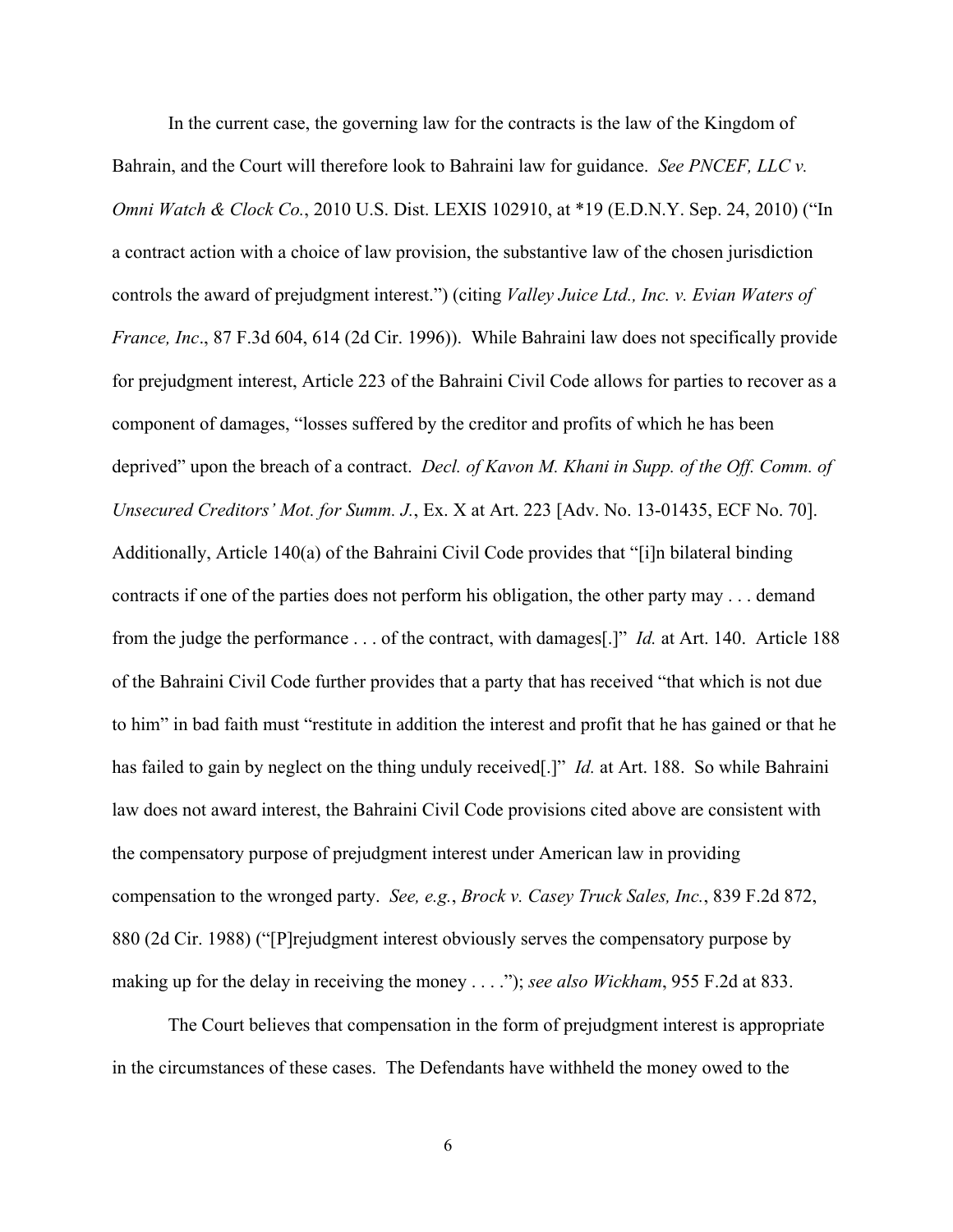In the current case, the governing law for the contracts is the law of the Kingdom of Bahrain, and the Court will therefore look to Bahraini law for guidance. *See PNCEF, LLC v. Omni Watch & Clock Co.*, 2010 U.S. Dist. LEXIS 102910, at *19 (E.D.N.Y. Sep. 24, 2010) ("In a contract action with a choice of law provision, the substantive law of the chosen jurisdiction controls the award of prejudgment interest.") (citing *Valley Juice Ltd., Inc. v. Evian Waters of France, Inc*., 87 F.3d 604, 614 (2d Cir. 1996)). While Bahraini law does not specifically provide for prejudgment interest, Article 223 of the Bahraini Civil Code allows for parties to recover as a component of damages, "losses suffered by the creditor and profits of which he has been deprived" upon the breach of a contract. *Decl. of Kavon M. Khani in Supp. of the Off. Comm. of Unsecured Creditors' Mot. for Summ. J.*, Ex. X at Art. 223 [Adv. No. 13-01435, ECF No. 70]. Additionally, Article 140(a) of the Bahraini Civil Code provides that "[i]n bilateral binding contracts if one of the parties does not perform his obligation, the other party may . . . demand from the judge the performance . . . of the contract, with damages[.]" *Id.* at Art. 140. Article 188 of the Bahraini Civil Code further provides that a party that has received "that which is not due to him" in bad faith must "restitute in addition the interest and profit that he has gained or that he has failed to gain by neglect on the thing unduly received[.]" *Id.* at Art. 188. So while Bahraini law does not award interest, the Bahraini Civil Code provisions cited above are consistent with the compensatory purpose of prejudgment interest under American law in providing compensation to the wronged party. *See, e.g.*, *Brock v. Casey Truck Sales, Inc.*, 839 F.2d 872, 880 (2d Cir. 1988) ("[P]rejudgment interest obviously serves the compensatory purpose by making up for the delay in receiving the money . . . ."); *see also Wickham*, 955 F.2d at 833.

The Court believes that compensation in the form of prejudgment interest is appropriate in the circumstances of these cases. The Defendants have withheld the money owed to the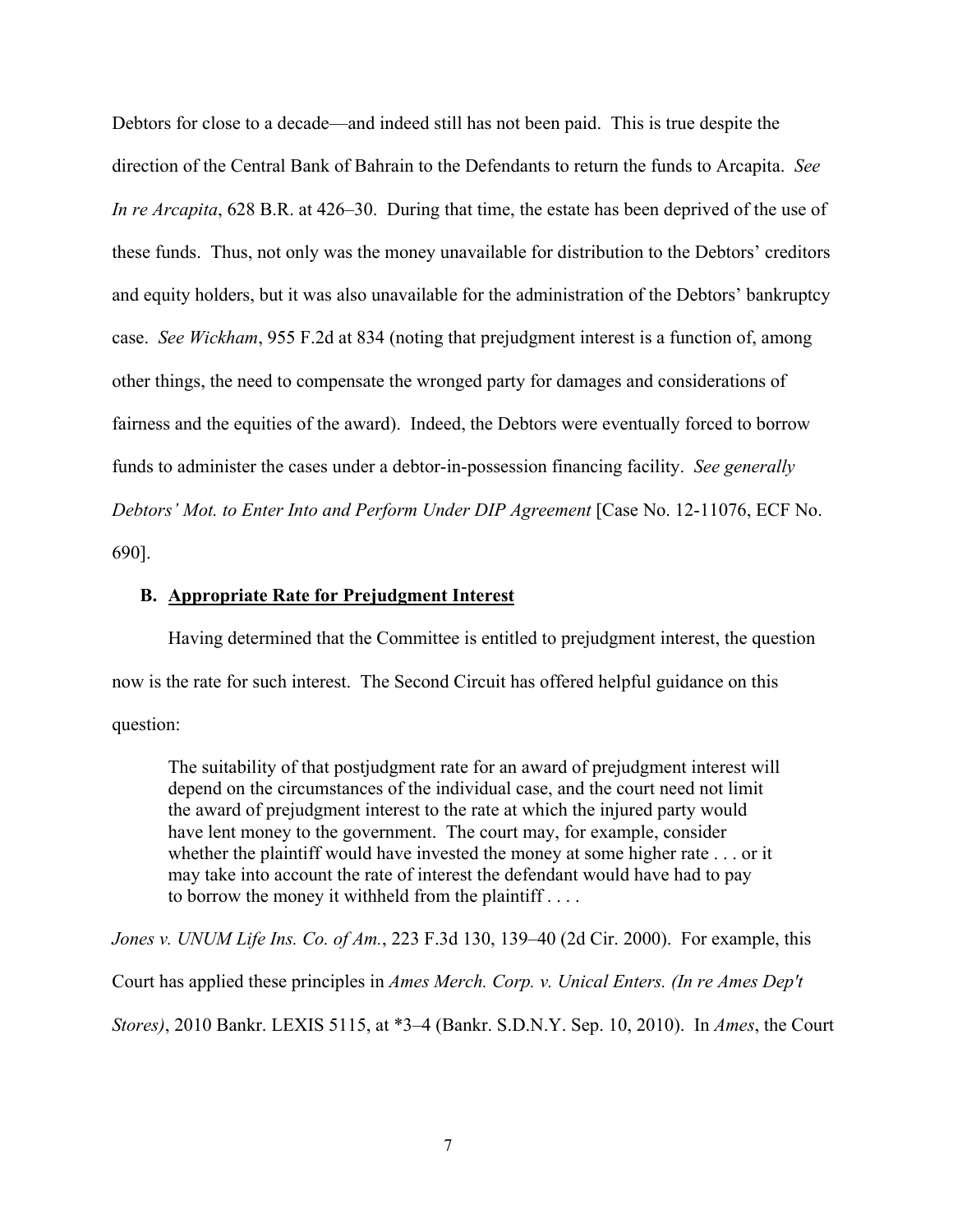Debtors for close to a decade—and indeed still has not been paid. This is true despite the direction of the Central Bank of Bahrain to the Defendants to return the funds to Arcapita. *See In re Arcapita*, 628 B.R. at 426–30. During that time, the estate has been deprived of the use of these funds. Thus, not only was the money unavailable for distribution to the Debtors' creditors and equity holders, but it was also unavailable for the administration of the Debtors' bankruptcy case. *See Wickham*, 955 F.2d at 834 (noting that prejudgment interest is a function of, among other things, the need to compensate the wronged party for damages and considerations of fairness and the equities of the award). Indeed, the Debtors were eventually forced to borrow funds to administer the cases under a debtor-in-possession financing facility. *See generally Debtors' Mot. to Enter Into and Perform Under DIP Agreement* [Case No. 12-11076, ECF No. 690].

### B. Appropriate Rate for Prejudgment Interest

Having determined that the Committee is entitled to prejudgment interest, the question now is the rate for such interest. The Second Circuit has offered helpful guidance on this question:

> The suitability of that postjudgment rate for an award of prejudgment interest will depend on the circumstances of the individual case, and the court need not limit the award of prejudgment interest to the rate at which the injured party would have lent money to the government. The court may, for example, consider whether the plaintiff would have invested the money at some higher rate . . . or it may take into account the rate of interest the defendant would have had to pay to borrow the money it withheld from the plaintiff . . . .

*Jones v. UNUM Life Ins. Co. of Am.*, 223 F.3d 130, 139–40 (2d Cir. 2000). For example, this Court has applied these principles in *Ames Merch. Corp. v. Unical Enters. (In re Ames Dep't Stores)*, 2010 Bankr. LEXIS 5115, at *3–4 (Bankr. S.D.N.Y. Sep. 10, 2010). In *Ames*, the Court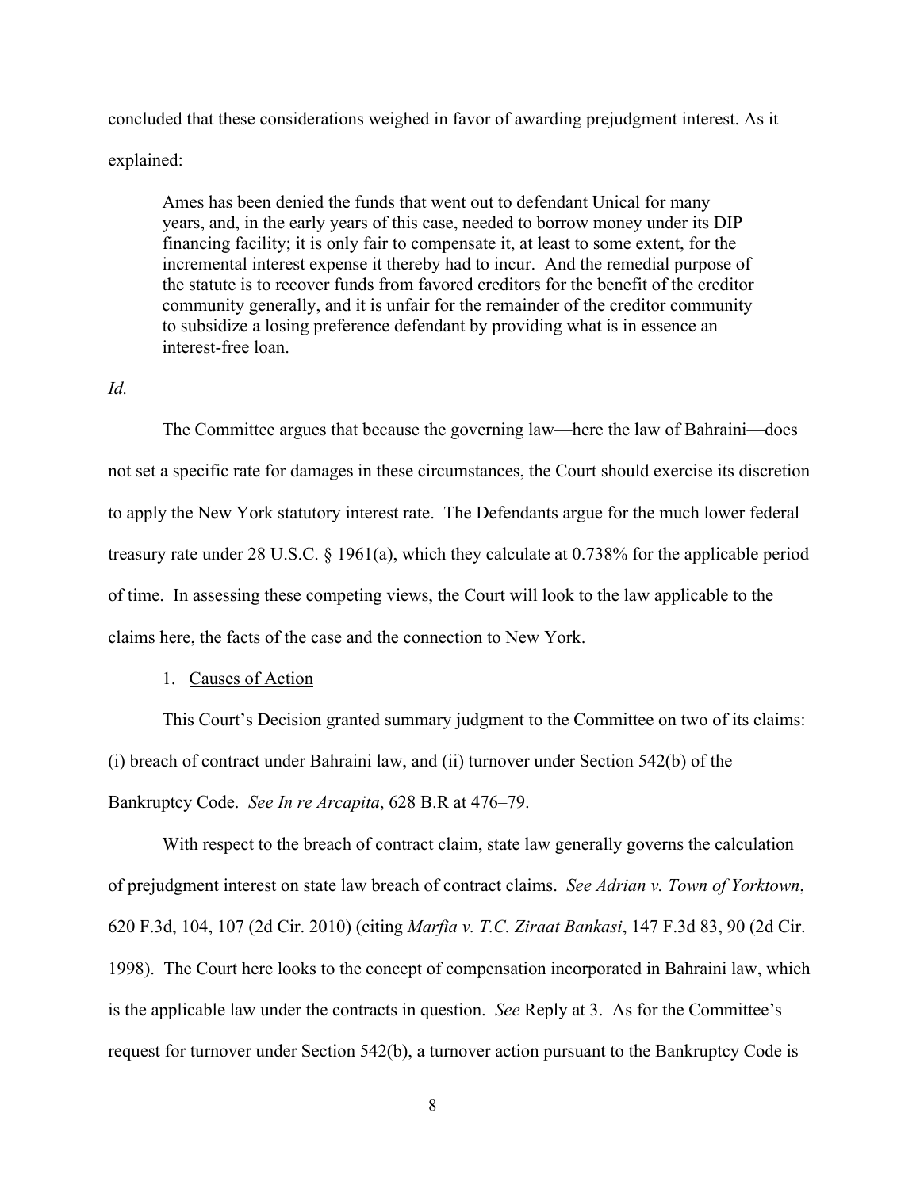concluded that these considerations weighed in favor of awarding prejudgment interest. As it explained:

> Ames has been denied the funds that went out to defendant Unical for many years, and, in the early years of this case, needed to borrow money under its DIP financing facility; it is only fair to compensate it, at least to some extent, for the incremental interest expense it thereby had to incur. And the remedial purpose of the statute is to recover funds from favored creditors for the benefit of the creditor community generally, and it is unfair for the remainder of the creditor community to subsidize a losing preference defendant by providing what is in essence an interest-free loan.

*Id.*

The Committee argues that because the governing law—here the law of Bahraini—does not set a specific rate for damages in these circumstances, the Court should exercise its discretion to apply the New York statutory interest rate. The Defendants argue for the much lower federal treasury rate under 28 U.S.C. § 1961(a), which they calculate at 0.738% for the applicable period of time. In assessing these competing views, the Court will look to the law applicable to the claims here, the facts of the case and the connection to New York.

1. Causes of Action

This Court's Decision granted summary judgment to the Committee on two of its claims: (i) breach of contract under Bahraini law, and (ii) turnover under Section 542(b) of the Bankruptcy Code. *See In re Arcapita*, 628 B.R at 476–79.

With respect to the breach of contract claim, state law generally governs the calculation of prejudgment interest on state law breach of contract claims. *See Adrian v. Town of Yorktown*, 620 F.3d, 104, 107 (2d Cir. 2010) (citing *Marfia v. T.C. Ziraat Bankasi*, 147 F.3d 83, 90 (2d Cir. 1998). The Court here looks to the concept of compensation incorporated in Bahraini law, which is the applicable law under the contracts in question. *See* Reply at 3. As for the Committee's request for turnover under Section 542(b), a turnover action pursuant to the Bankruptcy Code is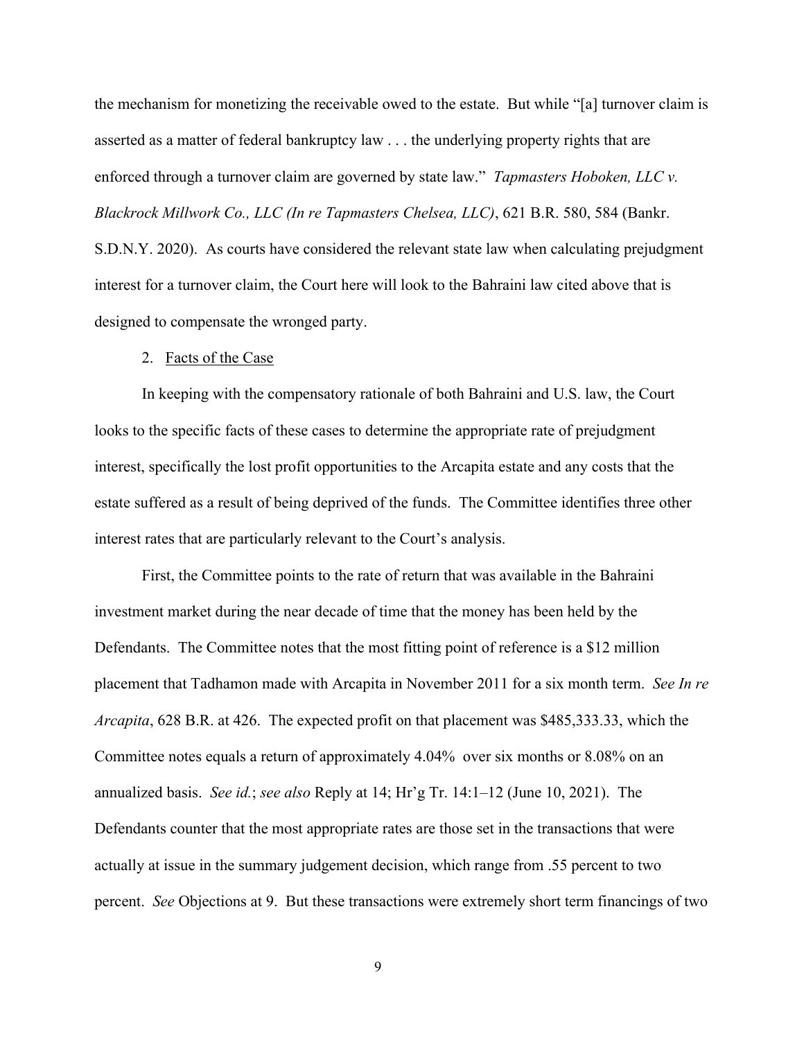the mechanism for monetizing the receivable owed to the estate. But while "[a] turnover claim is asserted as a matter of federal bankruptcy law . . . the underlying property rights that are enforced through a turnover claim are governed by state law." *Tapmasters Hoboken, LLC v. Blackrock Millwork Co., LLC (In re Tapmasters Chelsea, LLC)*, 621 B.R. 580, 584 (Bankr. S.D.N.Y. 2020). As courts have considered the relevant state law when calculating prejudgment interest for a turnover claim, the Court here will look to the Bahraini law cited above that is designed to compensate the wronged party.

2. Facts of the Case

In keeping with the compensatory rationale of both Bahraini and U.S. law, the Court looks to the specific facts of these cases to determine the appropriate rate of prejudgment interest, specifically the lost profit opportunities to the Arcapita estate and any costs that the estate suffered as a result of being deprived of the funds. The Committee identifies three other interest rates that are particularly relevant to the Court's analysis.

First, the Committee points to the rate of return that was available in the Bahraini investment market during the near decade of time that the money has been held by the Defendants. The Committee notes that the most fitting point of reference is a $12 million placement that Tadhamon made with Arcapita in November 2011 for a six month term. *See In re Arcapita*, 628 B.R. at 426. The expected profit on that placement was $485,333.33, which the Committee notes equals a return of approximately 4.04% over six months or 8.08% on an annualized basis. *See id.*; *see also* Reply at 14; Hr'g Tr. 14:1–12 (June 10, 2021). The Defendants counter that the most appropriate rates are those set in the transactions that were actually at issue in the summary judgement decision, which range from .55 percent to two percent. *See* Objections at 9. But these transactions were extremely short term financings of two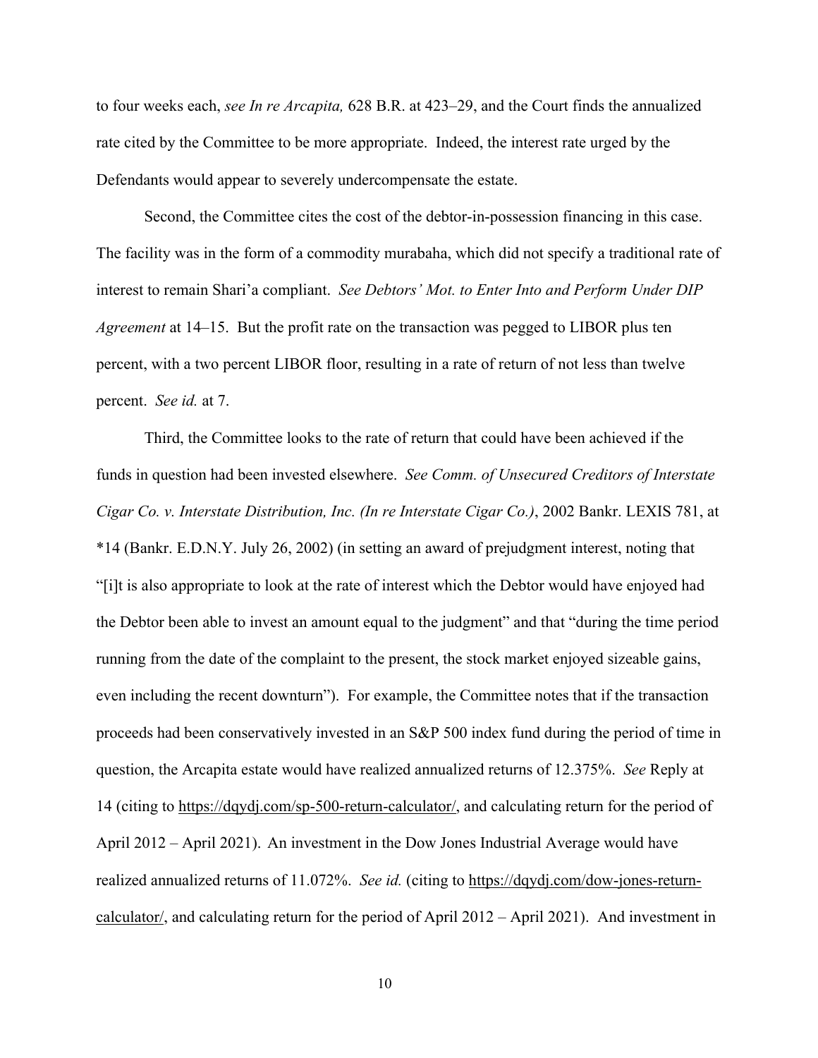to four weeks each, *see In re Arcapita,* 628 B.R. at 423–29, and the Court finds the annualized rate cited by the Committee to be more appropriate. Indeed, the interest rate urged by the Defendants would appear to severely undercompensate the estate.

Second, the Committee cites the cost of the debtor-in-possession financing in this case. The facility was in the form of a commodity murabaha, which did not specify a traditional rate of interest to remain Shari'a compliant. *See Debtors' Mot. to Enter Into and Perform Under DIP Agreement* at 14–15. But the profit rate on the transaction was pegged to LIBOR plus ten percent, with a two percent LIBOR floor, resulting in a rate of return of not less than twelve percent. *See id.* at 7.

Third, the Committee looks to the rate of return that could have been achieved if the funds in question had been invested elsewhere. *See Comm. of Unsecured Creditors of Interstate Cigar Co. v. Interstate Distribution, Inc. (In re Interstate Cigar Co.)*, 2002 Bankr. LEXIS 781, at *14 (Bankr. E.D.N.Y. July 26, 2002) (in setting an award of prejudgment interest, noting that "[i]t is also appropriate to look at the rate of interest which the Debtor would have enjoyed had the Debtor been able to invest an amount equal to the judgment" and that "during the time period running from the date of the complaint to the present, the stock market enjoyed sizeable gains, even including the recent downturn"). For example, the Committee notes that if the transaction proceeds had been conservatively invested in an S&P 500 index fund during the period of time in question, the Arcapita estate would have realized annualized returns of 12.375%. *See* Reply at 14 (citing to https://dqydj.com/sp-500-return-calculator/, and calculating return for the period of April 2012 – April 2021). An investment in the Dow Jones Industrial Average would have realized annualized returns of 11.072%. *See id.* (citing to https://dqydj.com/dow-jones-return-calculator/, and calculating return for the period of April 2012 – April 2021). And investment in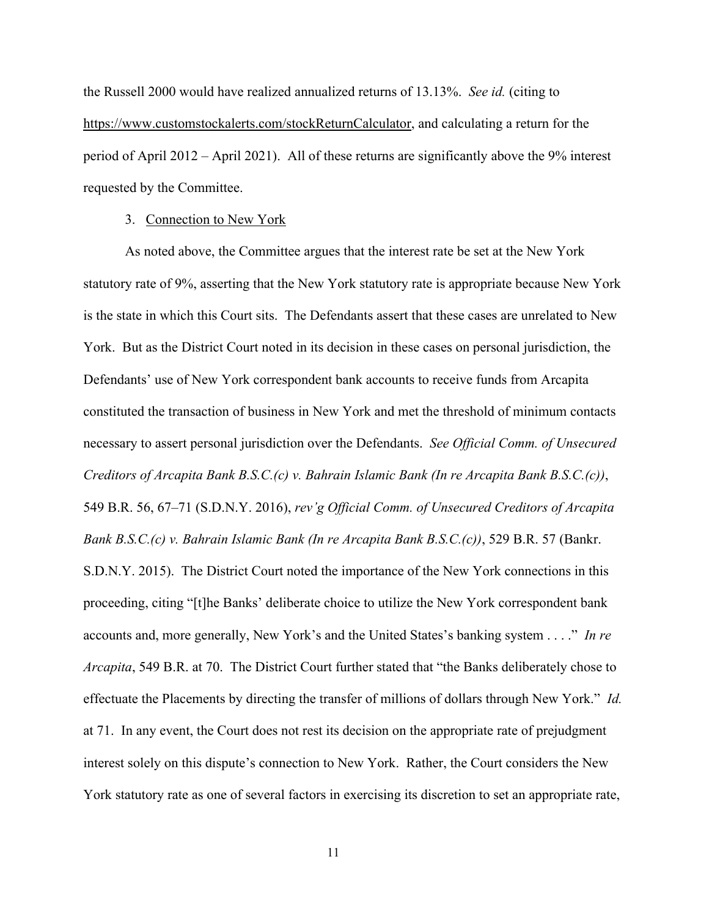the Russell 2000 would have realized annualized returns of 13.13%. *See id.* (citing to https://www.customstockalerts.com/stockReturnCalculator, and calculating a return for the period of April 2012 – April 2021). All of these returns are significantly above the 9% interest requested by the Committee.

3. Connection to New York

As noted above, the Committee argues that the interest rate be set at the New York statutory rate of 9%, asserting that the New York statutory rate is appropriate because New York is the state in which this Court sits. The Defendants assert that these cases are unrelated to New York. But as the District Court noted in its decision in these cases on personal jurisdiction, the Defendants' use of New York correspondent bank accounts to receive funds from Arcapita constituted the transaction of business in New York and met the threshold of minimum contacts necessary to assert personal jurisdiction over the Defendants. *See Official Comm. of Unsecured Creditors of Arcapita Bank B.S.C.(c) v. Bahrain Islamic Bank (In re Arcapita Bank B.S.C.(c))*, 549 B.R. 56, 67–71 (S.D.N.Y. 2016), *rev'g Official Comm. of Unsecured Creditors of Arcapita Bank B.S.C.(c) v. Bahrain Islamic Bank (In re Arcapita Bank B.S.C.(c))*, 529 B.R. 57 (Bankr. S.D.N.Y. 2015). The District Court noted the importance of the New York connections in this proceeding, citing "[t]he Banks' deliberate choice to utilize the New York correspondent bank accounts and, more generally, New York's and the United States's banking system . . . ." *In re Arcapita*, 549 B.R. at 70. The District Court further stated that "the Banks deliberately chose to effectuate the Placements by directing the transfer of millions of dollars through New York." *Id.* at 71. In any event, the Court does not rest its decision on the appropriate rate of prejudgment interest solely on this dispute's connection to New York. Rather, the Court considers the New York statutory rate as one of several factors in exercising its discretion to set an appropriate rate,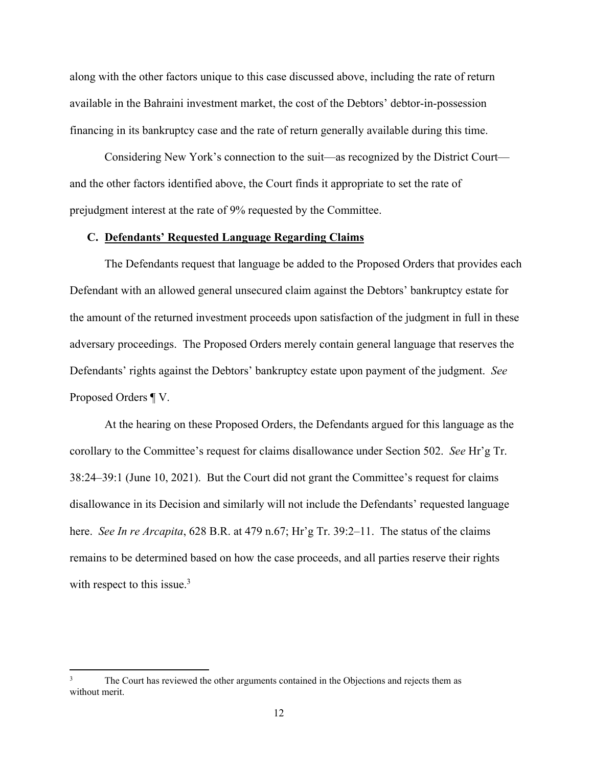along with the other factors unique to this case discussed above, including the rate of return available in the Bahraini investment market, the cost of the Debtors' debtor-in-possession financing in its bankruptcy case and the rate of return generally available during this time.

Considering New York's connection to the suit—as recognized by the District Court—and the other factors identified above, the Court finds it appropriate to set the rate of prejudgment interest at the rate of 9% requested by the Committee.

### C. <u>Defendants' Requested Language Regarding Claims</u>

The Defendants request that language be added to the Proposed Orders that provides each Defendant with an allowed general unsecured claim against the Debtors' bankruptcy estate for the amount of the returned investment proceeds upon satisfaction of the judgment in full in these adversary proceedings. The Proposed Orders merely contain general language that reserves the Defendants' rights against the Debtors' bankruptcy estate upon payment of the judgment. *See* Proposed Orders ¶ V.

At the hearing on these Proposed Orders, the Defendants argued for this language as the corollary to the Committee's request for claims disallowance under Section 502. *See* Hr'g Tr. 38:24–39:1 (June 10, 2021). But the Court did not grant the Committee's request for claims disallowance in its Decision and similarly will not include the Defendants' requested language here. *See In re Arcapita*, 628 B.R. at 479 n.67; Hr'g Tr. 39:2–11. The status of the claims remains to be determined based on how the case proceeds, and all parties reserve their rights with respect to this issue.[3]

---

[3] The Court has reviewed the other arguments contained in the Objections and rejects them as without merit.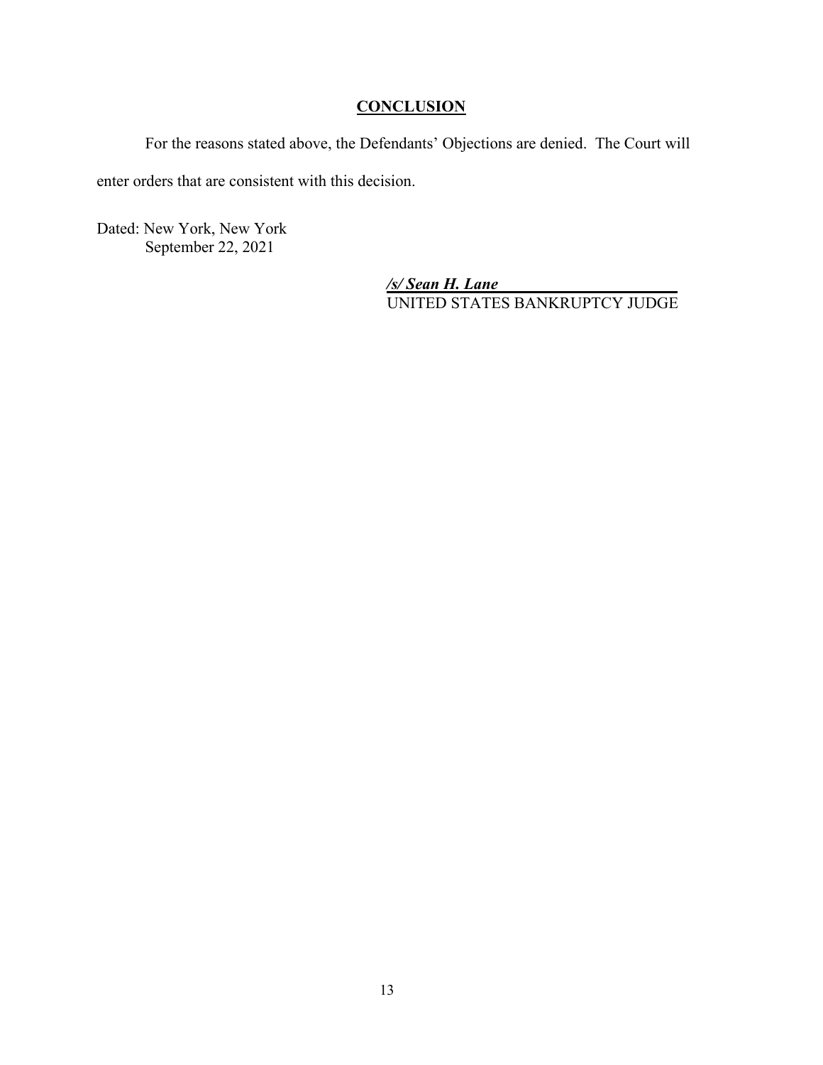## CONCLUSION

For the reasons stated above, the Defendants' Objections are denied. The Court will enter orders that are consistent with this decision.

Dated: New York, New York
September 22, 2021

***/s/ Sean H. Lane***
UNITED STATES BANKRUPTCY JUDGE